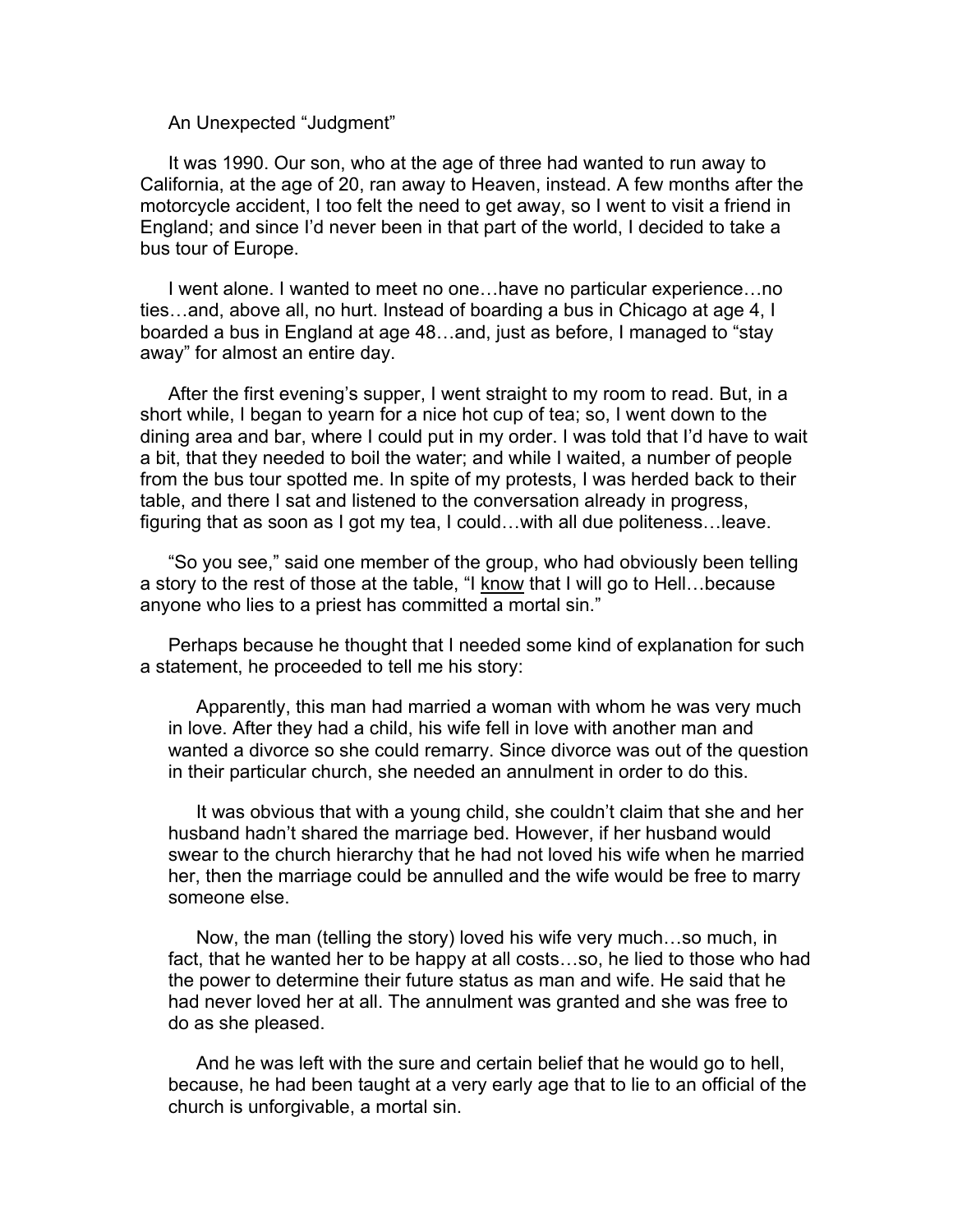# An Unexpected "Judgment"

It was 1990. Our son, who at the age of three had wanted to run away to California, at the age of 20, ran away to Heaven, instead. A few months after the motorcycle accident, I too felt the need to get away, so I went to visit a friend in England; and since I'd never been in that part of the world, I decided to take a bus tour of Europe.

I went alone. I wanted to meet no one…have no particular experience…no ties…and, above all, no hurt. Instead of boarding a bus in Chicago at age 4, I boarded a bus in England at age 48…and, just as before, I managed to "stay away" for almost an entire day.

After the first evening's supper, I went straight to my room to read. But, in a short while, I began to yearn for a nice hot cup of tea; so, I went down to the dining area and bar, where I could put in my order. I was told that I'd have to wait a bit, that they needed to boil the water; and while I waited, a number of people from the bus tour spotted me. In spite of my protests, I was herded back to their table, and there I sat and listened to the conversation already in progress, figuring that as soon as I got my tea, I could…with all due politeness…leave.

"So you see," said one member of the group, who had obviously been telling a story to the rest of those at the table, "I <u>know</u> that I will go to Hell…because anyone who lies to a priest has committed a mortal sin."

Perhaps because he thought that I needed some kind of explanation for such a statement, he proceeded to tell me his story:

> Apparently, this man had married a woman with whom he was very much in love. After they had a child, his wife fell in love with another man and wanted a divorce so she could remarry. Since divorce was out of the question in their particular church, she needed an annulment in order to do this.
>
> It was obvious that with a young child, she couldn't claim that she and her husband hadn't shared the marriage bed. However, if her husband would swear to the church hierarchy that he had not loved his wife when he married her, then the marriage could be annulled and the wife would be free to marry someone else.
>
> Now, the man (telling the story) loved his wife very much…so much, in fact, that he wanted her to be happy at all costs…so, he lied to those who had the power to determine their future status as man and wife. He said that he had never loved her at all. The annulment was granted and she was free to do as she pleased.
>
> And he was left with the sure and certain belief that he would go to hell, because, he had been taught at a very early age that to lie to an official of the church is unforgivable, a mortal sin.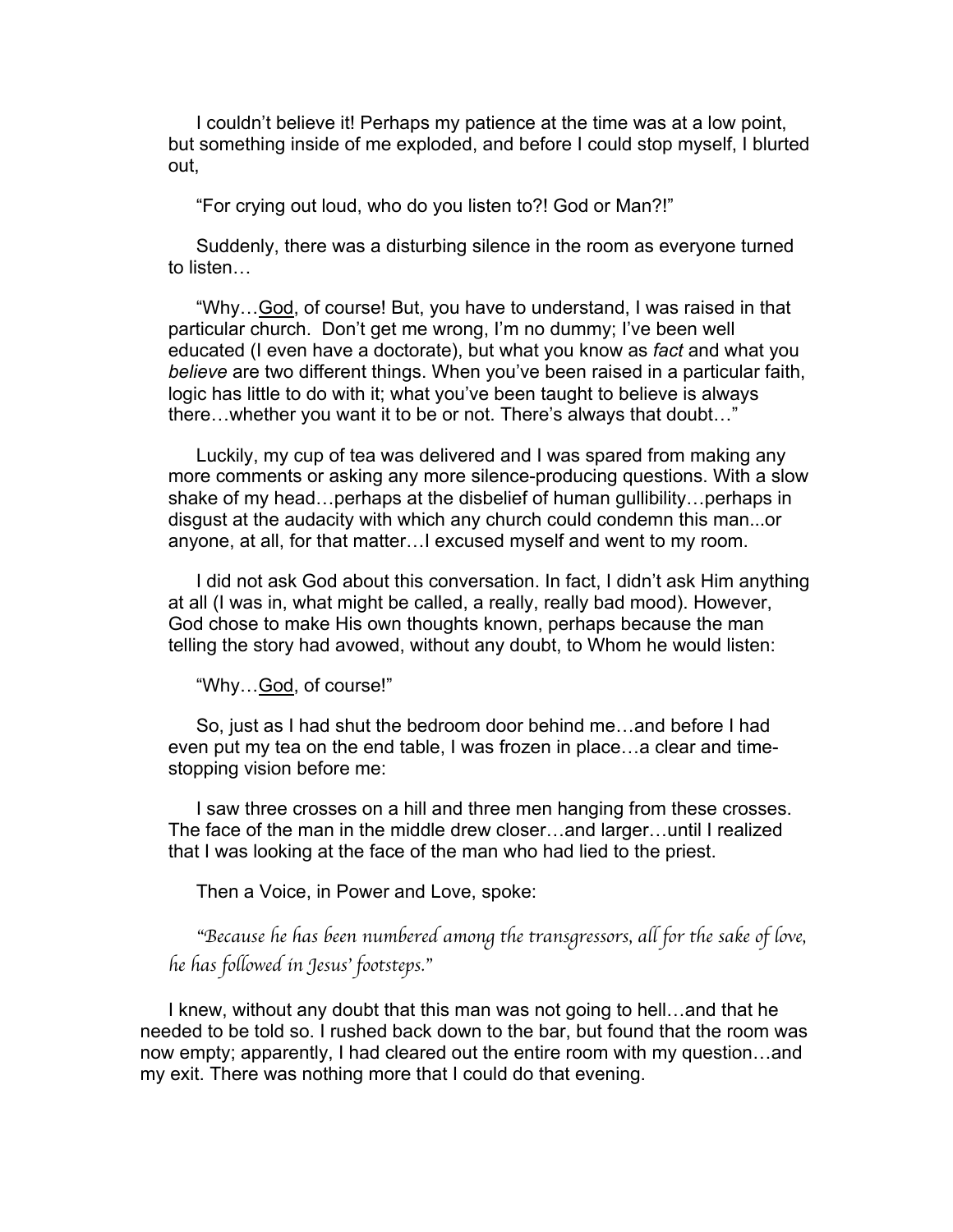I couldn't believe it! Perhaps my patience at the time was at a low point, but something inside of me exploded, and before I could stop myself, I blurted out,

"For crying out loud, who do you listen to?! God or Man?!"

Suddenly, there was a disturbing silence in the room as everyone turned to listen…

"Why…<u>God</u>, of course! But, you have to understand, I was raised in that particular church.  Don't get me wrong, I'm no dummy; I've been well educated (I even have a doctorate), but what you know as *fact* and what you *believe* are two different things. When you've been raised in a particular faith, logic has little to do with it; what you've been taught to believe is always there…whether you want it to be or not. There's always that doubt…"

Luckily, my cup of tea was delivered and I was spared from making any more comments or asking any more silence-producing questions. With a slow shake of my head…perhaps at the disbelief of human gullibility…perhaps in disgust at the audacity with which any church could condemn this man...or anyone, at all, for that matter…I excused myself and went to my room.

I did not ask God about this conversation. In fact, I didn't ask Him anything at all (I was in, what might be called, a really, really bad mood). However, God chose to make His own thoughts known, perhaps because the man telling the story had avowed, without any doubt, to Whom he would listen:

"Why…<u>God</u>, of course!"

So, just as I had shut the bedroom door behind me…and before I had even put my tea on the end table, I was frozen in place…a clear and time-stopping vision before me:

I saw three crosses on a hill and three men hanging from these crosses. The face of the man in the middle drew closer…and larger…until I realized that I was looking at the face of the man who had lied to the priest.

Then a Voice, in Power and Love, spoke:

*"Because he has been numbered among the transgressors, all for the sake of love, he has followed in Jesus' footsteps."*

I knew, without any doubt that this man was not going to hell…and that he needed to be told so. I rushed back down to the bar, but found that the room was now empty; apparently, I had cleared out the entire room with my question…and my exit. There was nothing more that I could do that evening.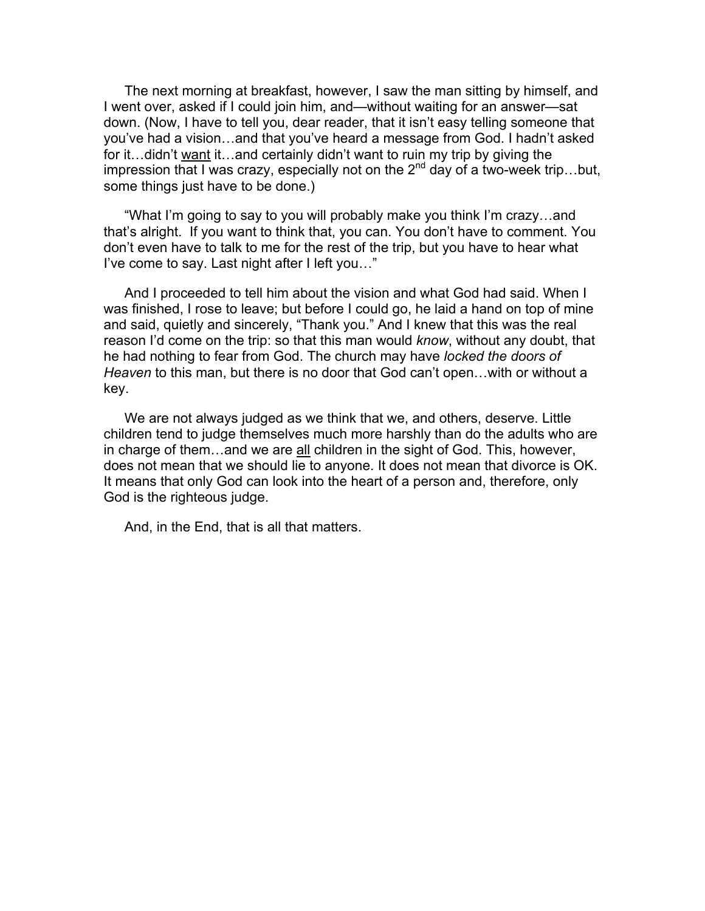The next morning at breakfast, however, I saw the man sitting by himself, and I went over, asked if I could join him, and—without waiting for an answer—sat down. (Now, I have to tell you, dear reader, that it isn't easy telling someone that you've had a vision…and that you've heard a message from God. I hadn't asked for it…didn't <u>want</u> it…and certainly didn't want to ruin my trip by giving the impression that I was crazy, especially not on the 2nd day of a two-week trip…but, some things just have to be done.)

"What I'm going to say to you will probably make you think I'm crazy…and that's alright. If you want to think that, you can. You don't have to comment. You don't even have to talk to me for the rest of the trip, but you have to hear what I've come to say. Last night after I left you…"

And I proceeded to tell him about the vision and what God had said. When I was finished, I rose to leave; but before I could go, he laid a hand on top of mine and said, quietly and sincerely, "Thank you." And I knew that this was the real reason I'd come on the trip: so that this man would *know*, without any doubt, that he had nothing to fear from God. The church may have *locked the doors of Heaven* to this man, but there is no door that God can't open…with or without a key.

We are not always judged as we think that we, and others, deserve. Little children tend to judge themselves much more harshly than do the adults who are in charge of them…and we are <u>all</u> children in the sight of God. This, however, does not mean that we should lie to anyone. It does not mean that divorce is OK. It means that only God can look into the heart of a person and, therefore, only God is the righteous judge.

And, in the End, that is all that matters.